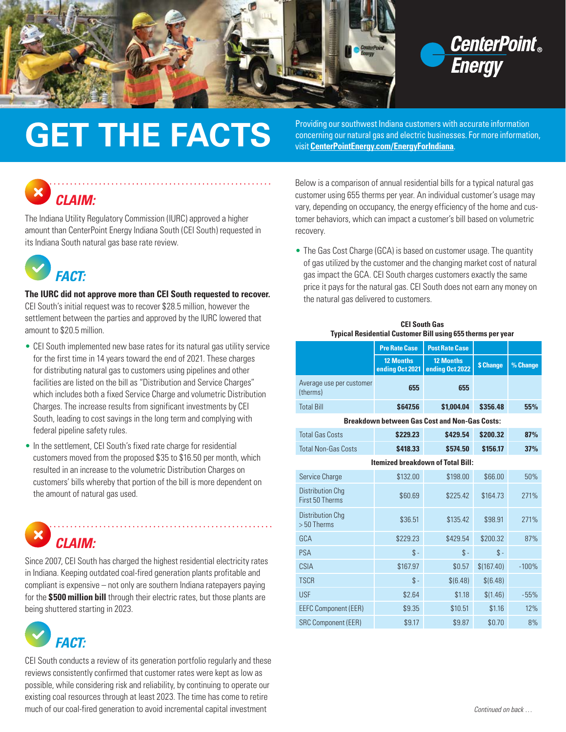# GET THE FACTS

Providing our southwest Indiana customers with accurate information concerning our natural gas and electric businesses. For more information, visit **CenterPointEnergy.com/EnergyForIndiana**.

## CLAIM:

The Indiana Utility Regulatory Commission (IURC) approved a higher amount than CenterPoint Energy Indiana South (CEI South) requested in its Indiana South natural gas base rate review.

## FACT:

**The IURC did not approve more than CEI South requested to recover.** CEI South's initial request was to recover $28.5 million, however the settlement between the parties and approved by the IURC lowered that amount to $20.5 million.

- CEI South implemented new base rates for its natural gas utility service for the first time in 14 years toward the end of 2021. These charges for distributing natural gas to customers using pipelines and other facilities are listed on the bill as "Distribution and Service Charges" which includes both a fixed Service Charge and volumetric Distribution Charges. The increase results from significant investments by CEI South, leading to cost savings in the long term and complying with federal pipeline safety rules.
- In the settlement, CEI South's fixed rate charge for residential customers moved from the proposed $35 to $16.50 per month, which resulted in an increase to the volumetric Distribution Charges on customers' bills whereby that portion of the bill is more dependent on the amount of natural gas used.

## CLAIM:

Since 2007, CEI South has charged the highest residential electricity rates in Indiana. Keeping outdated coal-fired generation plants profitable and compliant is expensive – not only are southern Indiana ratepayers paying for the **$500 million bill** through their electric rates, but those plants are being shuttered starting in 2023.

## FACT:

CEI South conducts a review of its generation portfolio regularly and these reviews consistently confirmed that customer rates were kept as low as possible, while considering risk and reliability, by continuing to operate our existing coal resources through at least 2023. The time has come to retire much of our coal-fired generation to avoid incremental capital investment

Below is a comparison of annual residential bills for a typical natural gas customer using 655 therms per year. An individual customer's usage may vary, depending on occupancy, the energy efficiency of the home and customer behaviors, which can impact a customer's bill based on volumetric recovery.

- The Gas Cost Charge (GCA) is based on customer usage. The quantity of gas utilized by the customer and the changing market cost of natural gas impact the GCA. CEI South charges customers exactly the same price it pays for the natural gas. CEI South does not earn any money on the natural gas delivered to customers.

**CEI South Gas**
**Typical Residential Customer Bill using 655 therms per year**

| | Pre Rate Case | Post Rate Case | | |
|---|---|---|---|---|
| | 12 Months ending Oct 2021 | 12 Months ending Oct 2022 | $ Change | % Change |
| Average use per customer (therms) | **655** | **655** | | |
| Total Bill | **$647.56** | **$1,004.04** | **$356.48** | **55%** |
| **Breakdown between Gas Cost and Non-Gas Costs:** | | | | |
| Total Gas Costs | **$229.23** | **$429.54** | **$200.32** | **87%** |
| Total Non-Gas Costs | **$418.33** | **$574.50** | **$156.17** | **37%** |
| **Itemized breakdown of Total Bill:** | | | | |
| Service Charge | $132.00 | $198.00 | $66.00 | 50% |
| Distribution Chg First 50 Therms | $60.69 | $225.42 | $164.73 | 271% |
| Distribution Chg > 50 Therms | $36.51 | $135.42 | $98.91 | 271% |
| GCA | $229.23 | $429.54 | $200.32 | 87% |
| PSA | $ - | $ - | $ - | |
| CSIA | $167.97 | $0.57 | $(167.40) | -100% |
| TSCR | $ - | $(6.48) | $(6.48) | |
| USF | $2.64 | $1.18 | $(1.46) | -55% |
| EEFC Component (EER) | $9.35 | $10.51 | $1.16 | 12% |
| SRC Component (EER) | $9.17 | $9.87 | $0.70 | 8% |

*Continued on back …*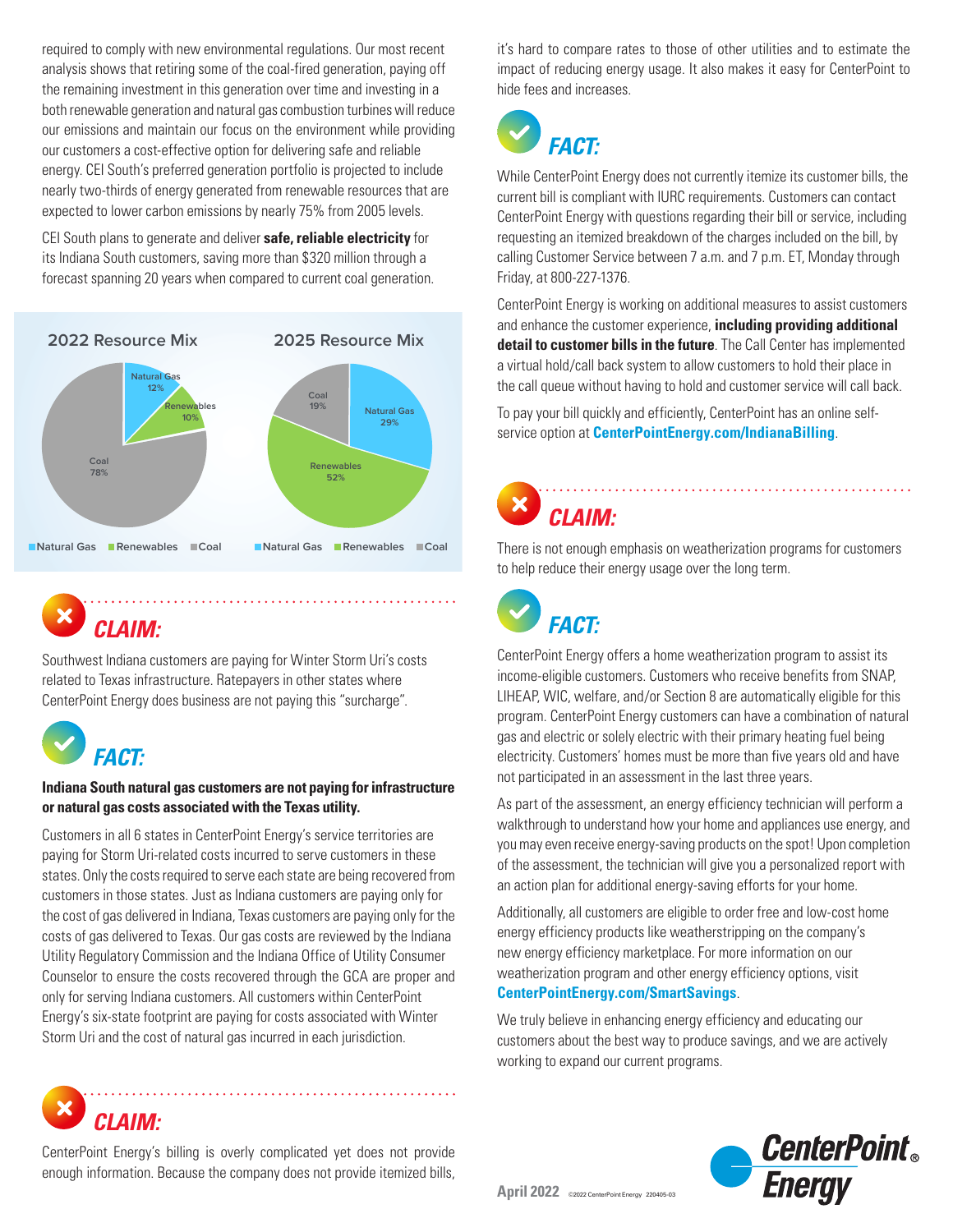required to comply with new environmental regulations. Our most recent analysis shows that retiring some of the coal-fired generation, paying off the remaining investment in this generation over time and investing in a both renewable generation and natural gas combustion turbines will reduce our emissions and maintain our focus on the environment while providing our customers a cost-effective option for delivering safe and reliable energy. CEI South's preferred generation portfolio is projected to include nearly two-thirds of energy generated from renewable resources that are expected to lower carbon emissions by nearly 75% from 2005 levels.

CEI South plans to generate and deliver **safe, reliable electricity** for its Indiana South customers, saving more than $320 million through a forecast spanning 20 years when compared to current coal generation.

2022 Resource Mix

Natural Gas 12%
Renewables 10%
Coal 78%

Natural Gas Renewables Coal

2025 Resource Mix

Coal 19%
Natural Gas 29%
Renewables 52%

Natural Gas Renewables Coal

## CLAIM:

Southwest Indiana customers are paying for Winter Storm Uri's costs related to Texas infrastructure. Ratepayers in other states where CenterPoint Energy does business are not paying this "surcharge".

## FACT:

**Indiana South natural gas customers are not paying for infrastructure or natural gas costs associated with the Texas utility.**

Customers in all 6 states in CenterPoint Energy's service territories are paying for Storm Uri-related costs incurred to serve customers in these states. Only the costs required to serve each state are being recovered from customers in those states. Just as Indiana customers are paying only for the cost of gas delivered in Indiana, Texas customers are paying only for the costs of gas delivered to Texas. Our gas costs are reviewed by the Indiana Utility Regulatory Commission and the Indiana Office of Utility Consumer Counselor to ensure the costs recovered through the GCA are proper and only for serving Indiana customers. All customers within CenterPoint Energy's six-state footprint are paying for costs associated with Winter Storm Uri and the cost of natural gas incurred in each jurisdiction.

## CLAIM:

CenterPoint Energy's billing is overly complicated yet does not provide enough information. Because the company does not provide itemized bills, it's hard to compare rates to those of other utilities and to estimate the impact of reducing energy usage. It also makes it easy for CenterPoint to hide fees and increases.

## FACT:

While CenterPoint Energy does not currently itemize its customer bills, the current bill is compliant with IURC requirements. Customers can contact CenterPoint Energy with questions regarding their bill or service, including requesting an itemized breakdown of the charges included on the bill, by calling Customer Service between 7 a.m. and 7 p.m. ET, Monday through Friday, at 800-227-1376.

CenterPoint Energy is working on additional measures to assist customers and enhance the customer experience, **including providing additional detail to customer bills in the future**. The Call Center has implemented a virtual hold/call back system to allow customers to hold their place in the call queue without having to hold and customer service will call back.

To pay your bill quickly and efficiently, CenterPoint has an online self-service option at **CenterPointEnergy.com/IndianaBilling**.

## CLAIM:

There is not enough emphasis on weatherization programs for customers to help reduce their energy usage over the long term.

## FACT:

CenterPoint Energy offers a home weatherization program to assist its income-eligible customers. Customers who receive benefits from SNAP, LIHEAP, WIC, welfare, and/or Section 8 are automatically eligible for this program. CenterPoint Energy customers can have a combination of natural gas and electric or solely electric with their primary heating fuel being electricity. Customers' homes must be more than five years old and have not participated in an assessment in the last three years.

As part of the assessment, an energy efficiency technician will perform a walkthrough to understand how your home and appliances use energy, and you may even receive energy-saving products on the spot! Upon completion of the assessment, the technician will give you a personalized report with an action plan for additional energy-saving efforts for your home.

Additionally, all customers are eligible to order free and low-cost home energy efficiency products like weatherstripping on the company's new energy efficiency marketplace. For more information on our weatherization program and other energy efficiency options, visit **CenterPointEnergy.com/SmartSavings**.

We truly believe in enhancing energy efficiency and educating our customers about the best way to produce savings, and we are actively working to expand our current programs.

April 2022 ©2022 CenterPoint Energy 220405-03

CenterPoint® Energy